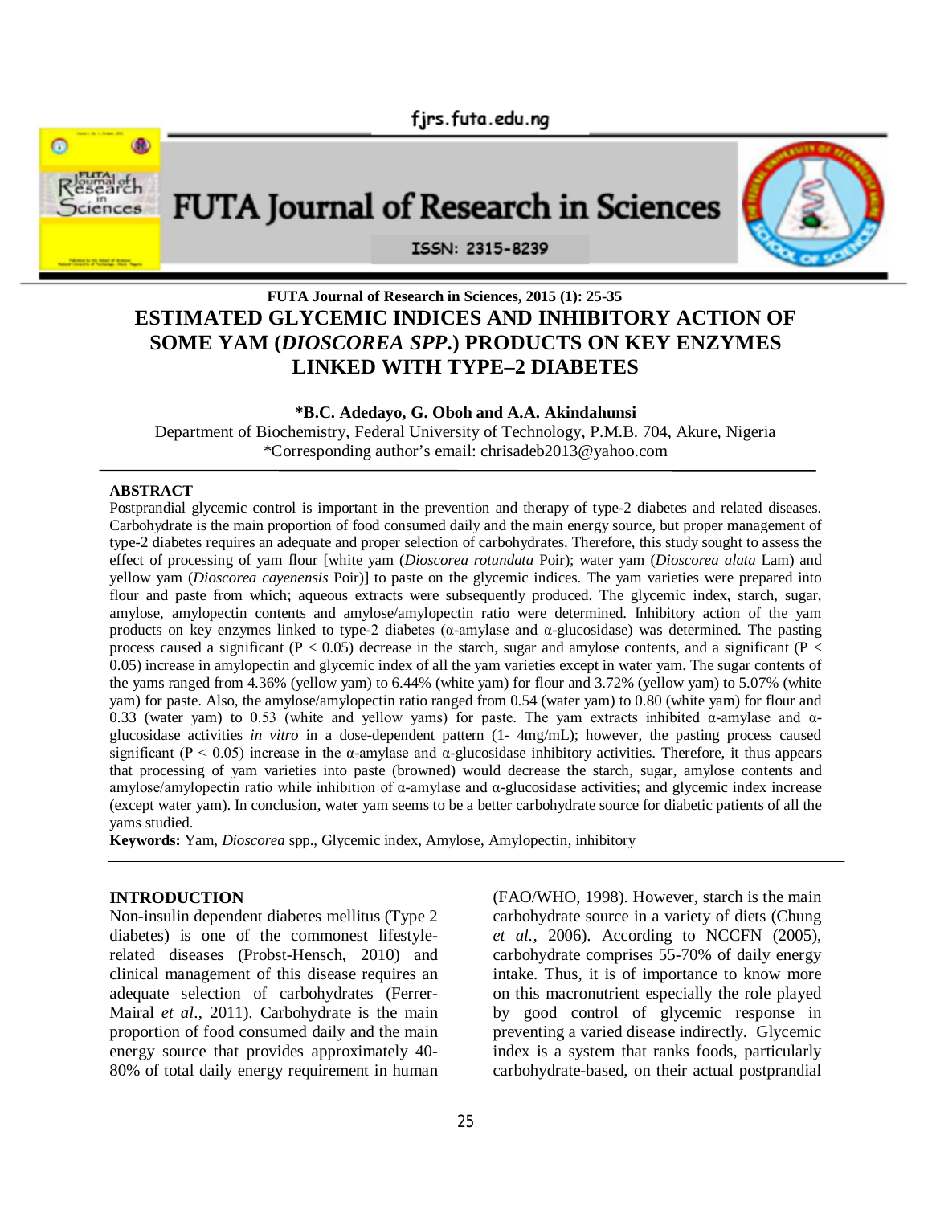# ESTIMATED GLYCEMIC INDICES AND INHIBITORY ACTION OF SOME YAM (*DIOSCOREA SPP.*) PRODUCTS ON KEY ENZYMES LINKED WITH TYPE–2 DIABETES

**\*B.C. Adedayo, G. Oboh and A.A. Akindahunsi**

Department of Biochemistry, Federal University of Technology, P.M.B. 704, Akure, Nigeria

\*Corresponding author's email: chrisadeb2013@yahoo.com

## ABSTRACT

Postprandial glycemic control is important in the prevention and therapy of type-2 diabetes and related diseases. Carbohydrate is the main proportion of food consumed daily and the main energy source, but proper management of type-2 diabetes requires an adequate and proper selection of carbohydrates. Therefore, this study sought to assess the effect of processing of yam flour [white yam (*Dioscorea rotundata* Poir); water yam (*Dioscorea alata* Lam) and yellow yam (*Dioscorea cayenensis* Poir)] to paste on the glycemic indices. The yam varieties were prepared into flour and paste from which; aqueous extracts were subsequently produced. The glycemic index, starch, sugar, amylose, amylopectin contents and amylose/amylopectin ratio were determined. Inhibitory action of the yam products on key enzymes linked to type-2 diabetes (α-amylase and α-glucosidase) was determined. The pasting process caused a significant ($P < 0.05$) decrease in the starch, sugar and amylose contents, and a significant ($P < 0.05$) increase in amylopectin and glycemic index of all the yam varieties except in water yam. The sugar contents of the yams ranged from 4.36% (yellow yam) to 6.44% (white yam) for flour and 3.72% (yellow yam) to 5.07% (white yam) for paste. Also, the amylose/amylopectin ratio ranged from 0.54 (water yam) to 0.80 (white yam) for flour and 0.33 (water yam) to 0.53 (white and yellow yams) for paste. The yam extracts inhibited α-amylase and α-glucosidase activities *in vitro* in a dose-dependent pattern (1- 4mg/mL); however, the pasting process caused significant ($P < 0.05$) increase in the α-amylase and α-glucosidase inhibitory activities. Therefore, it thus appears that processing of yam varieties into paste (browned) would decrease the starch, sugar, amylose contents and amylose/amylopectin ratio while inhibition of α-amylase and α-glucosidase activities; and glycemic index increase (except water yam). In conclusion, water yam seems to be a better carbohydrate source for diabetic patients of all the yams studied.

**Keywords:** Yam, *Dioscorea* spp., Glycemic index, Amylose, Amylopectin, inhibitory

## INTRODUCTION

Non-insulin dependent diabetes mellitus (Type 2 diabetes) is one of the commonest lifestyle-related diseases (Probst-Hensch, 2010) and clinical management of this disease requires an adequate selection of carbohydrates (Ferrer-Mairal *et al*., 2011). Carbohydrate is the main proportion of food consumed daily and the main energy source that provides approximately 40-80% of total daily energy requirement in human (FAO/WHO, 1998). However, starch is the main carbohydrate source in a variety of diets (Chung *et al.,* 2006). According to NCCFN (2005), carbohydrate comprises 55-70% of daily energy intake. Thus, it is of importance to know more on this macronutrient especially the role played by good control of glycemic response in preventing a varied disease indirectly. Glycemic index is a system that ranks foods, particularly carbohydrate-based, on their actual postprandial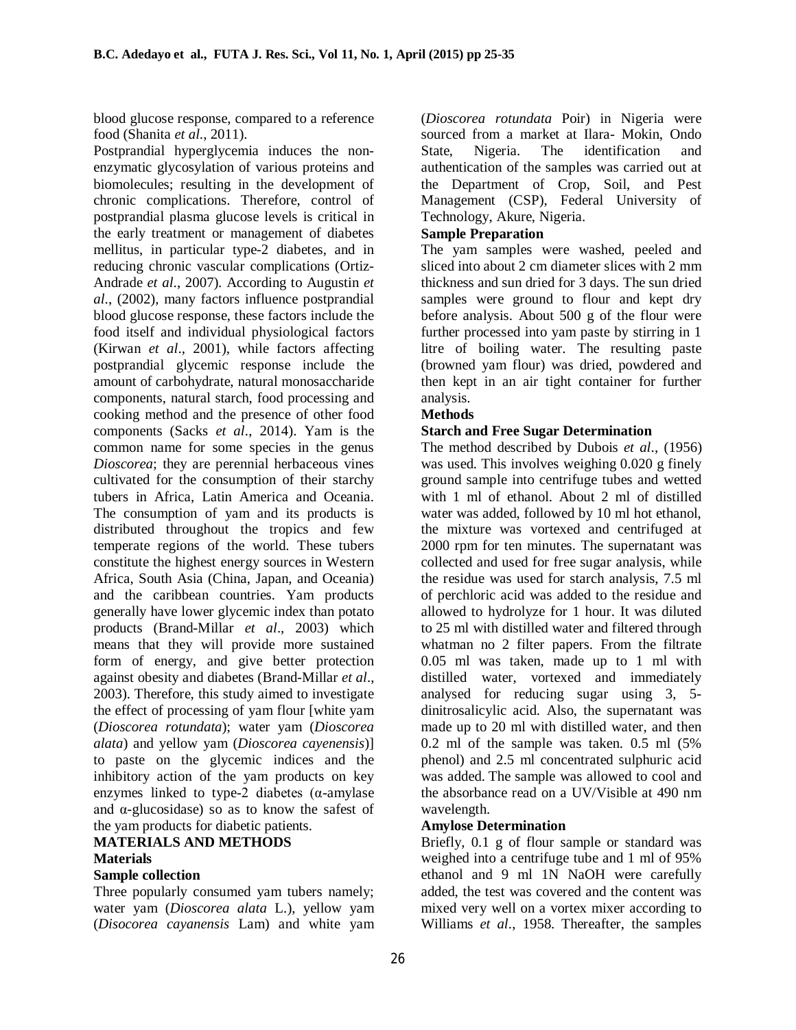blood glucose response, compared to a reference food (Shanita *et al*., 2011).

Postprandial hyperglycemia induces the non-enzymatic glycosylation of various proteins and biomolecules; resulting in the development of chronic complications. Therefore, control of postprandial plasma glucose levels is critical in the early treatment or management of diabetes mellitus, in particular type-2 diabetes, and in reducing chronic vascular complications (Ortiz-Andrade *et al*., 2007). According to Augustin *et al*., (2002), many factors influence postprandial blood glucose response, these factors include the food itself and individual physiological factors (Kirwan *et al*., 2001), while factors affecting postprandial glycemic response include the amount of carbohydrate, natural monosaccharide components, natural starch, food processing and cooking method and the presence of other food components (Sacks *et al*., 2014). Yam is the common name for some species in the genus *Dioscorea*; they are perennial herbaceous vines cultivated for the consumption of their starchy tubers in Africa, Latin America and Oceania. The consumption of yam and its products is distributed throughout the tropics and few temperate regions of the world. These tubers constitute the highest energy sources in Western Africa, South Asia (China, Japan, and Oceania) and the caribbean countries. Yam products generally have lower glycemic index than potato products (Brand-Millar *et al*., 2003) which means that they will provide more sustained form of energy, and give better protection against obesity and diabetes (Brand-Millar *et al*., 2003). Therefore, this study aimed to investigate the effect of processing of yam flour [white yam (*Dioscorea rotundata*); water yam (*Dioscorea alata*) and yellow yam (*Dioscorea cayenensis*)] to paste on the glycemic indices and the inhibitory action of the yam products on key enzymes linked to type-2 diabetes (α-amylase and α-glucosidase) so as to know the safest of the yam products for diabetic patients.

## MATERIALS AND METHODS

### Materials

#### Sample collection

Three popularly consumed yam tubers namely; water yam (*Dioscorea alata* L.), yellow yam (*Disocorea cayanensis* Lam) and white yam (*Dioscorea rotundata* Poir) in Nigeria were sourced from a market at Ilara- Mokin, Ondo State, Nigeria. The identification and authentication of the samples was carried out at the Department of Crop, Soil, and Pest Management (CSP), Federal University of Technology, Akure, Nigeria.

#### Sample Preparation

The yam samples were washed, peeled and sliced into about 2 cm diameter slices with 2 mm thickness and sun dried for 3 days. The sun dried samples were ground to flour and kept dry before analysis. About 500 g of the flour were further processed into yam paste by stirring in 1 litre of boiling water. The resulting paste (browned yam flour) was dried, powdered and then kept in an air tight container for further analysis.

### Methods

#### Starch and Free Sugar Determination

The method described by Dubois *et al*., (1956) was used. This involves weighing 0.020 g finely ground sample into centrifuge tubes and wetted with 1 ml of ethanol. About 2 ml of distilled water was added, followed by 10 ml hot ethanol, the mixture was vortexed and centrifuged at 2000 rpm for ten minutes. The supernatant was collected and used for free sugar analysis, while the residue was used for starch analysis, 7.5 ml of perchloric acid was added to the residue and allowed to hydrolyze for 1 hour. It was diluted to 25 ml with distilled water and filtered through whatman no 2 filter papers. From the filtrate 0.05 ml was taken, made up to 1 ml with distilled water, vortexed and immediately analysed for reducing sugar using 3, 5-dinitrosalicylic acid. Also, the supernatant was made up to 20 ml with distilled water, and then 0.2 ml of the sample was taken. 0.5 ml (5% phenol) and 2.5 ml concentrated sulphuric acid was added. The sample was allowed to cool and the absorbance read on a UV/Visible at 490 nm wavelength.

#### Amylose Determination

Briefly, 0.1 g of flour sample or standard was weighed into a centrifuge tube and 1 ml of 95% ethanol and 9 ml 1N NaOH were carefully added, the test was covered and the content was mixed very well on a vortex mixer according to Williams *et al*., 1958. Thereafter, the samples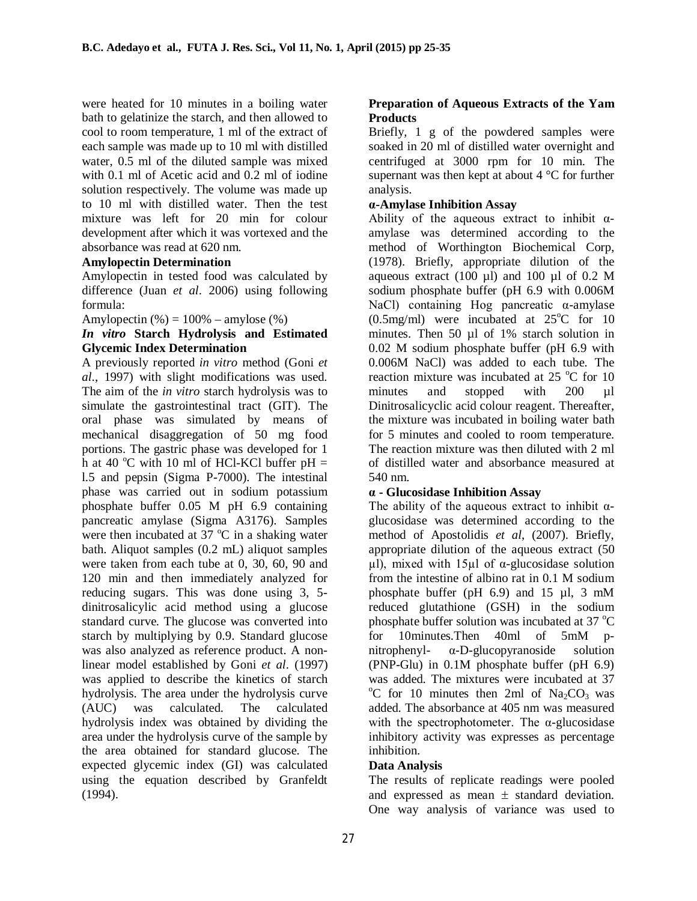were heated for 10 minutes in a boiling water bath to gelatinize the starch, and then allowed to cool to room temperature, 1 ml of the extract of each sample was made up to 10 ml with distilled water, 0.5 ml of the diluted sample was mixed with 0.1 ml of Acetic acid and 0.2 ml of iodine solution respectively. The volume was made up to 10 ml with distilled water. Then the test mixture was left for 20 min for colour development after which it was vortexed and the absorbance was read at 620 nm.

**Amylopectin Determination**

Amylopectin in tested food was calculated by difference (Juan *et al*. 2006) using following formula:

Amylopectin (%) = 100% – amylose (%)

***In vitro* Starch Hydrolysis and Estimated Glycemic Index Determination**

A previously reported *in vitro* method (Goni *et al*., 1997) with slight modifications was used. The aim of the *in vitro* starch hydrolysis was to simulate the gastrointestinal tract (GIT). The oral phase was simulated by means of mechanical disaggregation of 50 mg food portions. The gastric phase was developed for 1 h at 40 $^{o}$C with 10 ml of HCl-KCl buffer pH = l.5 and pepsin (Sigma P-7000). The intestinal phase was carried out in sodium potassium phosphate buffer 0.05 M pH 6.9 containing pancreatic amylase (Sigma A3176). Samples were then incubated at 37 $^{o}$C in a shaking water bath. Aliquot samples (0.2 mL) aliquot samples were taken from each tube at 0, 30, 60, 90 and 120 min and then immediately analyzed for reducing sugars. This was done using 3, 5-dinitrosalicylic acid method using a glucose standard curve. The glucose was converted into starch by multiplying by 0.9. Standard glucose was also analyzed as reference product. A non-linear model established by Goni *et al*. (1997) was applied to describe the kinetics of starch hydrolysis. The area under the hydrolysis curve (AUC) was calculated. The calculated hydrolysis index was obtained by dividing the area under the hydrolysis curve of the sample by the area obtained for standard glucose. The expected glycemic index (GI) was calculated using the equation described by Granfeldt (1994).

**Preparation of Aqueous Extracts of the Yam Products**

Briefly, 1 g of the powdered samples were soaked in 20 ml of distilled water overnight and centrifuged at 3000 rpm for 10 min. The supernant was then kept at about 4 °C for further analysis.

**α-Amylase Inhibition Assay**

Ability of the aqueous extract to inhibit α-amylase was determined according to the method of Worthington Biochemical Corp, (1978). Briefly, appropriate dilution of the aqueous extract (100 µl) and 100 µl of 0.2 M sodium phosphate buffer (pH 6.9 with 0.006M NaCl) containing Hog pancreatic α-amylase (0.5mg/ml) were incubated at 25$^{o}$C for 10 minutes. Then 50 µl of 1% starch solution in 0.02 M sodium phosphate buffer (pH 6.9 with 0.006M NaCl) was added to each tube. The reaction mixture was incubated at 25 $^{o}$C for 10 minutes and stopped with 200 µl Dinitrosalicyclic acid colour reagent. Thereafter, the mixture was incubated in boiling water bath for 5 minutes and cooled to room temperature. The reaction mixture was then diluted with 2 ml of distilled water and absorbance measured at 540 nm.

**α - Glucosidase Inhibition Assay**

The ability of the aqueous extract to inhibit α-glucosidase was determined according to the method of Apostolidis *et al*, (2007). Briefly, appropriate dilution of the aqueous extract (50 µl), mixed with 15µl of α-glucosidase solution from the intestine of albino rat in 0.1 M sodium phosphate buffer (pH 6.9) and 15 µl, 3 mM reduced glutathione (GSH) in the sodium phosphate buffer solution was incubated at 37 $^{o}$C for 10minutes.Then 40ml of 5mM p-nitrophenyl- α-D-glucopyranoside solution (PNP-Glu) in 0.1M phosphate buffer (pH 6.9) was added. The mixtures were incubated at 37 $^{o}$C for 10 minutes then 2ml of $Na_2CO_3$ was added. The absorbance at 405 nm was measured with the spectrophotometer. The α-glucosidase inhibitory activity was expresses as percentage inhibition.

**Data Analysis**

The results of replicate readings were pooled and expressed as mean ± standard deviation. One way analysis of variance was used to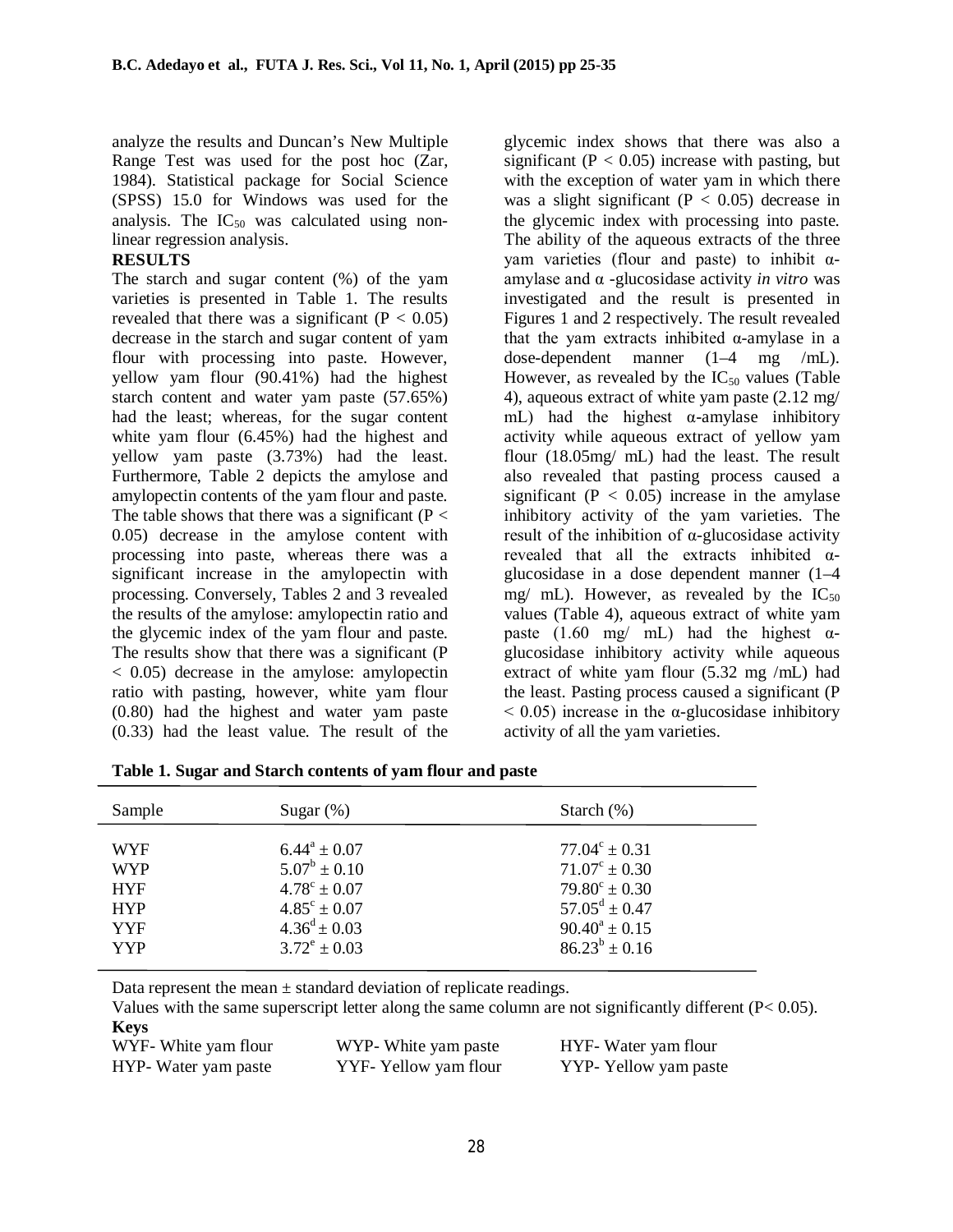analyze the results and Duncan's New Multiple Range Test was used for the post hoc (Zar, 1984). Statistical package for Social Science (SPSS) 15.0 for Windows was used for the analysis. The $IC_{50}$ was calculated using non-linear regression analysis.

**RESULTS**

The starch and sugar content (%) of the yam varieties is presented in Table 1. The results revealed that there was a significant ($P < 0.05$) decrease in the starch and sugar content of yam flour with processing into paste. However, yellow yam flour (90.41%) had the highest starch content and water yam paste (57.65%) had the least; whereas, for the sugar content white yam flour (6.45%) had the highest and yellow yam paste (3.73%) had the least. Furthermore, Table 2 depicts the amylose and amylopectin contents of the yam flour and paste. The table shows that there was a significant ($P < 0.05$) decrease in the amylose content with processing into paste, whereas there was a significant increase in the amylopectin with processing. Conversely, Tables 2 and 3 revealed the results of the amylose: amylopectin ratio and the glycemic index of the yam flour and paste. The results show that there was a significant ($P < 0.05$) decrease in the amylose: amylopectin ratio with pasting, however, white yam flour (0.80) had the highest and water yam paste (0.33) had the least value. The result of the glycemic index shows that there was also a significant ($P < 0.05$) increase with pasting, but with the exception of water yam in which there was a slight significant ($P < 0.05$) decrease in the glycemic index with processing into paste. The ability of the aqueous extracts of the three yam varieties (flour and paste) to inhibit α-amylase and α -glucosidase activity *in vitro* was investigated and the result is presented in Figures 1 and 2 respectively. The result revealed that the yam extracts inhibited α-amylase in a dose-dependent manner (1–4 mg /mL). However, as revealed by the $IC_{50}$ values (Table 4), aqueous extract of white yam paste (2.12 mg/ mL) had the highest α-amylase inhibitory activity while aqueous extract of yellow yam flour (18.05mg/ mL) had the least. The result also revealed that pasting process caused a significant ($P < 0.05$) increase in the amylase inhibitory activity of the yam varieties. The result of the inhibition of α-glucosidase activity revealed that all the extracts inhibited α-glucosidase in a dose dependent manner (1–4 mg/ mL). However, as revealed by the $IC_{50}$ values (Table 4), aqueous extract of white yam paste (1.60 mg/ mL) had the highest α-glucosidase inhibitory activity while aqueous extract of white yam flour (5.32 mg /mL) had the least. Pasting process caused a significant ($P < 0.05$) increase in the α-glucosidase inhibitory activity of all the yam varieties.

**Table 1. Sugar and Starch contents of yam flour and paste**

| Sample | Sugar (%) | Starch (%) |
|---|---|---|
| WYF | $6.44^{a} \pm 0.07$ | $77.04^{c} \pm 0.31$ |
| WYP | $5.07^{b} \pm 0.10$ | $71.07^{c} \pm 0.30$ |
| HYF | $4.78^{c} \pm 0.07$ | $79.80^{c} \pm 0.30$ |
| HYP | $4.85^{c} \pm 0.07$ | $57.05^{d} \pm 0.47$ |
| YYF | $4.36^{d} \pm 0.03$ | $90.40^{a} \pm 0.15$ |
| YYP | $3.72^{e} \pm 0.03$ | $86.23^{b} \pm 0.16$ |

Data represent the mean ± standard deviation of replicate readings.
Values with the same superscript letter along the same column are not significantly different (P< 0.05).

**Keys**

WYF- White yam flour    WYP- White yam paste    HYF- Water yam flour
HYP- Water yam paste    YYF- Yellow yam flour    YYP- Yellow yam paste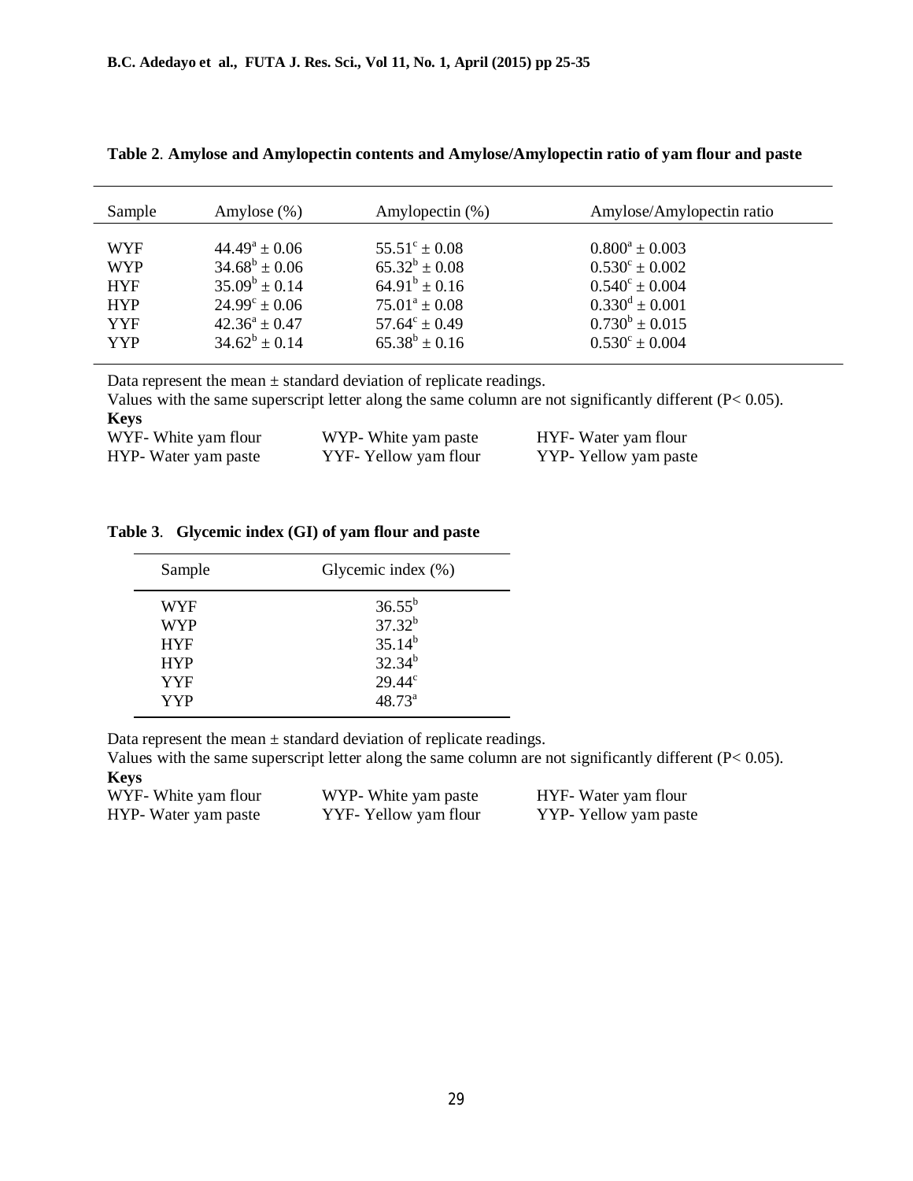**Table 2. Amylose and Amylopectin contents and Amylose/Amylopectin ratio of yam flour and paste**

| Sample | Amylose (%) | Amylopectin (%) | Amylose/Amylopectin ratio |
|---|---|---|---|
| WYF | $44.49^{a} \pm 0.06$ | $55.51^{c} \pm 0.08$ | $0.800^{a} \pm 0.003$ |
| WYP | $34.68^{b} \pm 0.06$ | $65.32^{b} \pm 0.08$ | $0.530^{c} \pm 0.002$ |
| HYF | $35.09^{b} \pm 0.14$ | $64.91^{b} \pm 0.16$ | $0.540^{c} \pm 0.004$ |
| HYP | $24.99^{c} \pm 0.06$ | $75.01^{a} \pm 0.08$ | $0.330^{d} \pm 0.001$ |
| YYF | $42.36^{a} \pm 0.47$ | $57.64^{c} \pm 0.49$ | $0.730^{b} \pm 0.015$ |
| YYP | $34.62^{b} \pm 0.14$ | $65.38^{b} \pm 0.16$ | $0.530^{c} \pm 0.004$ |

Data represent the mean ± standard deviation of replicate readings.
Values with the same superscript letter along the same column are not significantly different ($P < 0.05$).

**Keys**

WYF- White yam flour, WYP- White yam paste, HYF- Water yam flour, HYP- Water yam paste, YYF- Yellow yam flour, YYP- Yellow yam paste

**Table 3. Glycemic index (GI) of yam flour and paste**

| Sample | Glycemic index (%) |
|---|---|
| WYF | $36.55^{b}$ |
| WYP | $37.32^{b}$ |
| HYF | $35.14^{b}$ |
| HYP | $32.34^{b}$ |
| YYF | $29.44^{c}$ |
| YYP | $48.73^{a}$ |

Data represent the mean ± standard deviation of replicate readings.
Values with the same superscript letter along the same column are not significantly different ($P < 0.05$).

**Keys**

WYF- White yam flour, WYP- White yam paste, HYF- Water yam flour, HYP- Water yam paste, YYF- Yellow yam flour, YYP- Yellow yam paste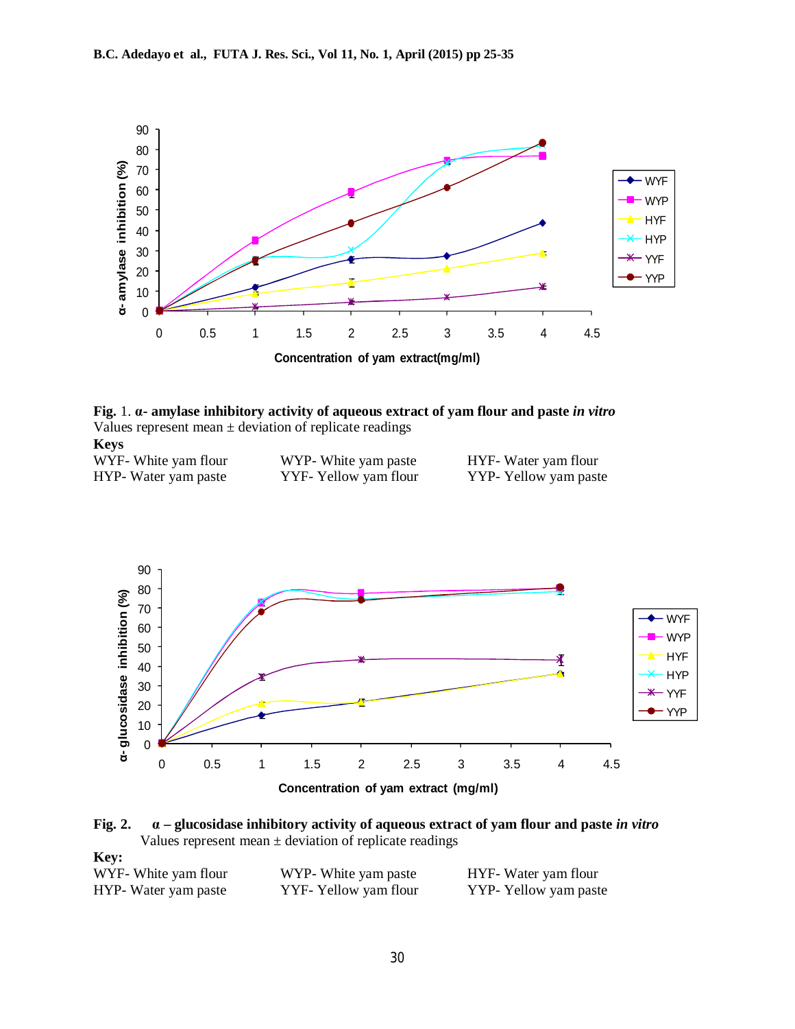**Fig.** 1. **α- amylase inhibitory activity of aqueous extract of yam flour and paste *in vitro***
Values represent mean ± deviation of replicate readings

**Keys**

WYF- White yam flour
WYP- White yam paste
HYF- Water yam flour
HYP- Water yam paste
YYF- Yellow yam flour
YYP- Yellow yam paste

**Fig. 2. α – glucosidase inhibitory activity of aqueous extract of yam flour and paste *in vitro***
Values represent mean ± deviation of replicate readings

**Key:**

WYF- White yam flour
WYP- White yam paste
HYF- Water yam flour
HYP- Water yam paste
YYF- Yellow yam flour
YYP- Yellow yam paste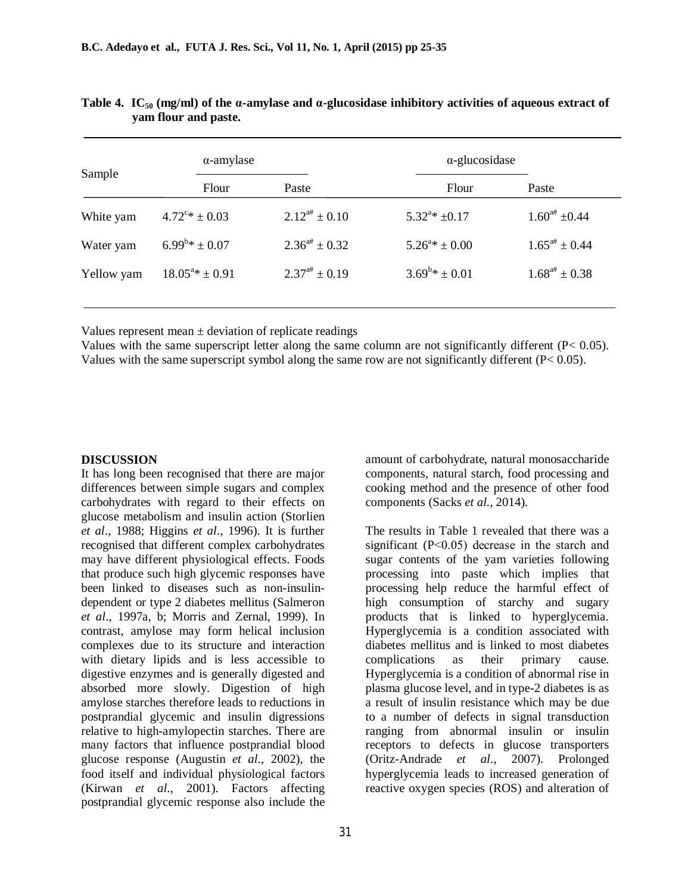**Table 4. $IC_{50}$ (mg/ml) of the α-amylase and α-glucosidase inhibitory activities of aqueous extract of yam flour and paste.**

| Sample | α-amylase | | α-glucosidase | |
|---|---|---|---|---|
| | Flour | Paste | Flour | Paste |
| White yam | $4.72^{c*} \pm 0.03$ | $2.12^{a\#} \pm 0.10$ | $5.32^{a*} \pm 0.17$ | $1.60^{a\#} \pm 0.44$ |
| Water yam | $6.99^{b*} \pm 0.07$ | $2.36^{a\#} \pm 0.32$ | $5.26^{a*} \pm 0.00$ | $1.65^{a\#} \pm 0.44$ |
| Yellow yam | $18.05^{a*} \pm 0.91$ | $2.37^{a\#} \pm 0.19$ | $3.69^{b*} \pm 0.01$ | $1.68^{a\#} \pm 0.38$ |

Values represent mean ± deviation of replicate readings

Values with the same superscript letter along the same column are not significantly different ($P < 0.05$).

Values with the same superscript symbol along the same row are not significantly different ($P < 0.05$).

**DISCUSSION**

It has long been recognised that there are major differences between simple sugars and complex carbohydrates with regard to their effects on glucose metabolism and insulin action (Storlien *et al*., 1988; Higgins *et al*., 1996). It is further recognised that different complex carbohydrates may have different physiological effects. Foods that produce such high glycemic responses have been linked to diseases such as non-insulin-dependent or type 2 diabetes mellitus (Salmeron *et al*., 1997a, b; Morris and Zernal, 1999). In contrast, amylose may form helical inclusion complexes due to its structure and interaction with dietary lipids and is less accessible to digestive enzymes and is generally digested and absorbed more slowly. Digestion of high amylose starches therefore leads to reductions in postprandial glycemic and insulin digressions relative to high-amylopectin starches. There are many factors that influence postprandial blood glucose response (Augustin *et al*., 2002), the food itself and individual physiological factors (Kirwan *et al*., 2001). Factors affecting postprandial glycemic response also include the amount of carbohydrate, natural monosaccharide components, natural starch, food processing and cooking method and the presence of other food components (Sacks *et al*., 2014).

The results in Table 1 revealed that there was a significant ($P<0.05$) decrease in the starch and sugar contents of the yam varieties following processing into paste which implies that processing help reduce the harmful effect of high consumption of starchy and sugary products that is linked to hyperglycemia. Hyperglycemia is a condition associated with diabetes mellitus and is linked to most diabetes complications as their primary cause. Hyperglycemia is a condition of abnormal rise in plasma glucose level, and in type-2 diabetes is as a result of insulin resistance which may be due to a number of defects in signal transduction ranging from abnormal insulin or insulin receptors to defects in glucose transporters (Oritz-Andrade *et al*., 2007). Prolonged hyperglycemia leads to increased generation of reactive oxygen species (ROS) and alteration of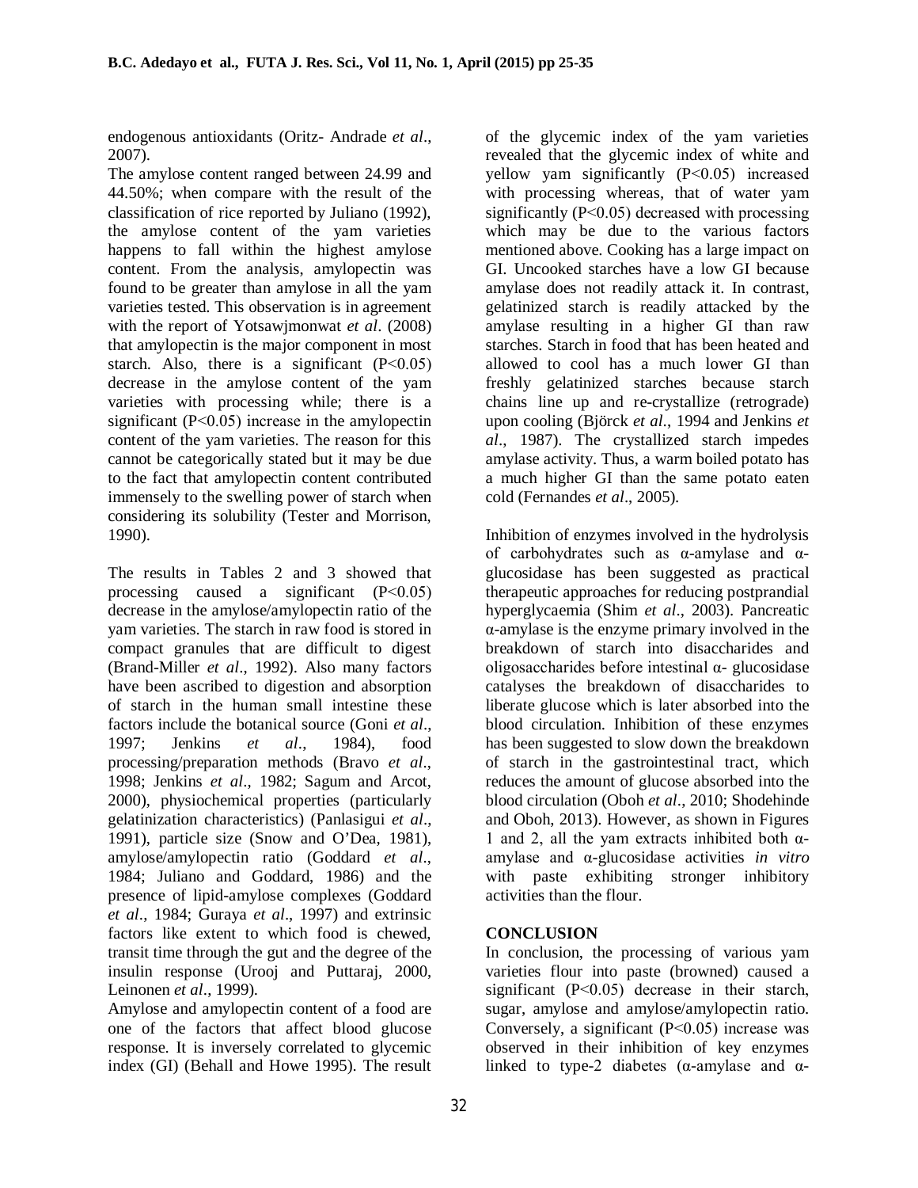endogenous antioxidants (Oritz- Andrade *et al*., 2007).

The amylose content ranged between 24.99 and 44.50%; when compare with the result of the classification of rice reported by Juliano (1992), the amylose content of the yam varieties happens to fall within the highest amylose content. From the analysis, amylopectin was found to be greater than amylose in all the yam varieties tested. This observation is in agreement with the report of Yotsawjmonwat *et al*. (2008) that amylopectin is the major component in most starch. Also, there is a significant ($P<0.05$) decrease in the amylose content of the yam varieties with processing while; there is a significant ($P<0.05$) increase in the amylopectin content of the yam varieties. The reason for this cannot be categorically stated but it may be due to the fact that amylopectin content contributed immensely to the swelling power of starch when considering its solubility (Tester and Morrison, 1990).

The results in Tables 2 and 3 showed that processing caused a significant ($P<0.05$) decrease in the amylose/amylopectin ratio of the yam varieties. The starch in raw food is stored in compact granules that are difficult to digest (Brand-Miller *et al*., 1992). Also many factors have been ascribed to digestion and absorption of starch in the human small intestine these factors include the botanical source (Goni *et al*., 1997; Jenkins *et al*., 1984), food processing/preparation methods (Bravo *et al*., 1998; Jenkins *et al*., 1982; Sagum and Arcot, 2000), physiochemical properties (particularly gelatinization characteristics) (Panlasigui *et al*., 1991), particle size (Snow and O'Dea, 1981), amylose/amylopectin ratio (Goddard *et al*., 1984; Juliano and Goddard, 1986) and the presence of lipid-amylose complexes (Goddard *et al*., 1984; Guraya *et al*., 1997) and extrinsic factors like extent to which food is chewed, transit time through the gut and the degree of the insulin response (Urooj and Puttaraj, 2000, Leinonen *et al*., 1999).

Amylose and amylopectin content of a food are one of the factors that affect blood glucose response. It is inversely correlated to glycemic index (GI) (Behall and Howe 1995). The result of the glycemic index of the yam varieties revealed that the glycemic index of white and yellow yam significantly ($P<0.05$) increased with processing whereas, that of water yam significantly ($P<0.05$) decreased with processing which may be due to the various factors mentioned above. Cooking has a large impact on GI. Uncooked starches have a low GI because amylase does not readily attack it. In contrast, gelatinized starch is readily attacked by the amylase resulting in a higher GI than raw starches. Starch in food that has been heated and allowed to cool has a much lower GI than freshly gelatinized starches because starch chains line up and re-crystallize (retrograde) upon cooling (Björck *et al*., 1994 and Jenkins *et al*., 1987). The crystallized starch impedes amylase activity. Thus, a warm boiled potato has a much higher GI than the same potato eaten cold (Fernandes *et al*., 2005).

Inhibition of enzymes involved in the hydrolysis of carbohydrates such as α-amylase and α-glucosidase has been suggested as practical therapeutic approaches for reducing postprandial hyperglycaemia (Shim *et al*., 2003). Pancreatic α-amylase is the enzyme primary involved in the breakdown of starch into disaccharides and oligosaccharides before intestinal α- glucosidase catalyses the breakdown of disaccharides to liberate glucose which is later absorbed into the blood circulation. Inhibition of these enzymes has been suggested to slow down the breakdown of starch in the gastrointestinal tract, which reduces the amount of glucose absorbed into the blood circulation (Oboh *et al*., 2010; Shodehinde and Oboh, 2013). However, as shown in Figures 1 and 2, all the yam extracts inhibited both α-amylase and α-glucosidase activities *in vitro* with paste exhibiting stronger inhibitory activities than the flour.

## CONCLUSION

In conclusion, the processing of various yam varieties flour into paste (browned) caused a significant ($P<0.05$) decrease in their starch, sugar, amylose and amylose/amylopectin ratio. Conversely, a significant ($P<0.05$) increase was observed in their inhibition of key enzymes linked to type-2 diabetes (α-amylase and α-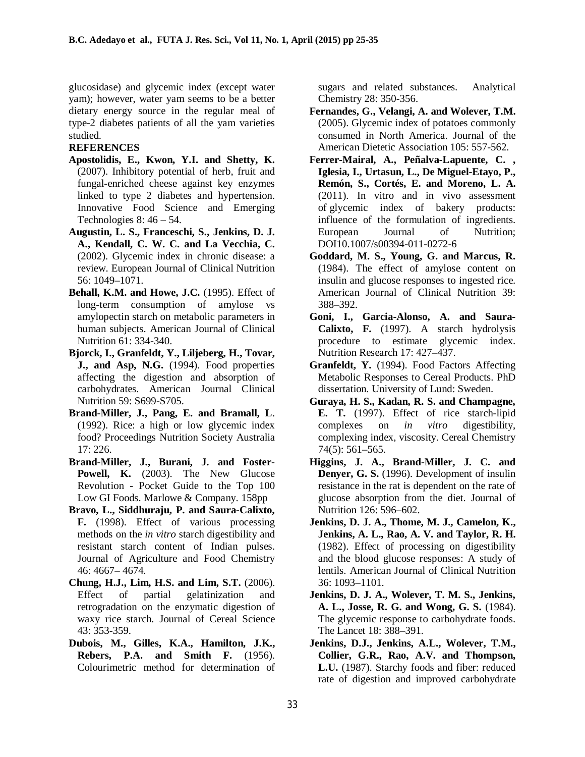glucosidase) and glycemic index (except water yam); however, water yam seems to be a better dietary energy source in the regular meal of type-2 diabetes patients of all the yam varieties studied.

**REFERENCES**

**Apostolidis, E., Kwon, Y.I. and Shetty, K.** (2007). Inhibitory potential of herb, fruit and fungal-enriched cheese against key enzymes linked to type 2 diabetes and hypertension. Innovative Food Science and Emerging Technologies 8: 46 – 54.

**Augustin, L. S., Franceschi, S., Jenkins, D. J. A., Kendall, C. W. C. and La Vecchia, C.** (2002). Glycemic index in chronic disease: a review. European Journal of Clinical Nutrition 56: 1049–1071.

**Behall, K.M. and Howe, J.C.** (1995). Effect of long-term consumption of amylose vs amylopectin starch on metabolic parameters in human subjects. American Journal of Clinical Nutrition 61: 334-340.

**Bjorck, I., Granfeldt, Y., Liljeberg, H., Tovar, J., and Asp, N.G.** (1994). Food properties affecting the digestion and absorption of carbohydrates. American Journal Clinical Nutrition 59: S699-S705.

**Brand-Miller, J., Pang, E. and Bramall, L**. (1992). Rice: a high or low glycemic index food? Proceedings Nutrition Society Australia 17: 226.

**Brand-Miller, J., Burani, J. and Foster-Powell, K.** (2003). The New Glucose Revolution - Pocket Guide to the Top 100 Low GI Foods. Marlowe & Company. 158pp

**Bravo, L., Siddhuraju, P. and Saura-Calixto, F.** (1998). Effect of various processing methods on the *in vitro* starch digestibility and resistant starch content of Indian pulses. Journal of Agriculture and Food Chemistry 46: 4667– 4674.

**Chung, H.J., Lim, H.S. and Lim, S.T.** (2006). Effect of partial gelatinization and retrogradation on the enzymatic digestion of waxy rice starch. Journal of Cereal Science 43: 353-359.

**Dubois, M., Gilles, K.A., Hamilton, J.K., Rebers, P.A. and Smith F.** (1956). Colourimetric method for determination of sugars and related substances. Analytical Chemistry 28: 350-356.

**Fernandes, G., Velangi, A. and Wolever, T.M.** (2005). Glycemic index of potatoes commonly consumed in North America. Journal of the American Dietetic Association 105: 557-562.

**Ferrer-Mairal, A., Peñalva-Lapuente, C. , Iglesia, I., Urtasun, L., De Miguel-Etayo, P., Remón, S., Cortés, E. and Moreno, L. A.** (2011). In vitro and in vivo assessment of glycemic index of bakery products: influence of the formulation of ingredients. European Journal of Nutrition; DOI10.1007/s00394-011-0272-6

**Goddard, M. S., Young, G. and Marcus, R.** (1984). The effect of amylose content on insulin and glucose responses to ingested rice. American Journal of Clinical Nutrition 39: 388–392.

**Goni, I., Garcia-Alonso, A. and Saura-Calixto, F.** (1997). A starch hydrolysis procedure to estimate glycemic index. Nutrition Research 17: 427–437.

**Granfeldt, Y.** (1994). Food Factors Affecting Metabolic Responses to Cereal Products. PhD dissertation. University of Lund: Sweden.

**Guraya, H. S., Kadan, R. S. and Champagne, E. T.** (1997). Effect of rice starch-lipid complexes on *in vitro* digestibility, complexing index, viscosity. Cereal Chemistry 74(5): 561–565.

**Higgins, J. A., Brand-Miller, J. C. and Denyer, G. S.** (1996). Development of insulin resistance in the rat is dependent on the rate of glucose absorption from the diet. Journal of Nutrition 126: 596–602.

**Jenkins, D. J. A., Thome, M. J., Camelon, K., Jenkins, A. L., Rao, A. V. and Taylor, R. H.** (1982). Effect of processing on digestibility and the blood glucose responses: A study of lentils. American Journal of Clinical Nutrition 36: 1093–1101.

**Jenkins, D. J. A., Wolever, T. M. S., Jenkins, A. L., Josse, R. G. and Wong, G. S.** (1984). The glycemic response to carbohydrate foods. The Lancet 18: 388–391.

**Jenkins, D.J., Jenkins, A.L., Wolever, T.M., Collier, G.R., Rao, A.V. and Thompson, L.U.** (1987). Starchy foods and fiber: reduced rate of digestion and improved carbohydrate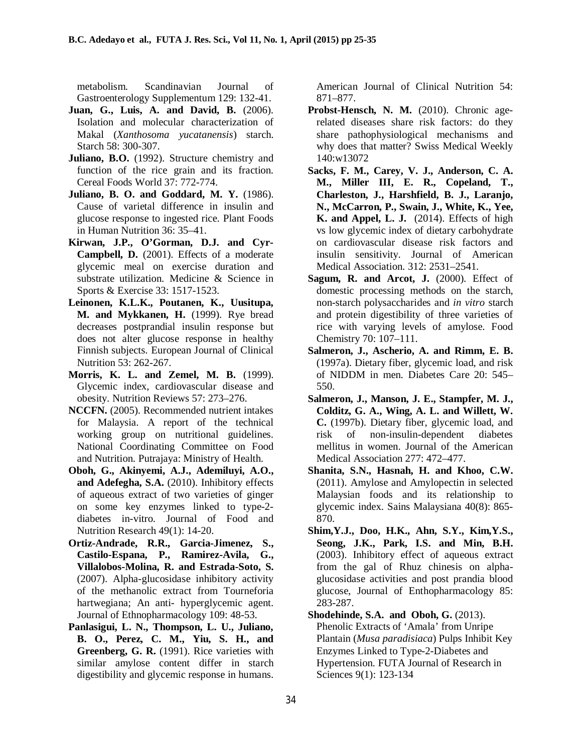metabolism. Scandinavian Journal of Gastroenterology Supplementum 129: 132-41.

**Juan, G., Luis, A. and David, B.** (2006). Isolation and molecular characterization of Makal (*Xanthosoma yucatanensis*) starch. Starch 58: 300-307.

**Juliano, B.O.** (1992). Structure chemistry and function of the rice grain and its fraction. Cereal Foods World 37: 772-774.

**Juliano, B. O. and Goddard, M. Y.** (1986). Cause of varietal difference in insulin and glucose response to ingested rice. Plant Foods in Human Nutrition 36: 35–41.

**Kirwan, J.P., O'Gorman, D.J. and Cyr-Campbell, D.** (2001). Effects of a moderate glycemic meal on exercise duration and substrate utilization. Medicine & Science in Sports & Exercise 33: 1517-1523.

**Leinonen, K.L.K., Poutanen, K., Uusitupa, M. and Mykkanen, H.** (1999). Rye bread decreases postprandial insulin response but does not alter glucose response in healthy Finnish subjects. European Journal of Clinical Nutrition 53: 262-267.

**Morris, K. L. and Zemel, M. B.** (1999). Glycemic index, cardiovascular disease and obesity. Nutrition Reviews 57: 273–276.

**NCCFN.** (2005). Recommended nutrient intakes for Malaysia. A report of the technical working group on nutritional guidelines. National Coordinating Committee on Food and Nutrition. Putrajaya: Ministry of Health.

**Oboh, G., Akinyemi, A.J., Ademiluyi, A.O., and Adefegha, S.A.** (2010). Inhibitory effects of aqueous extract of two varieties of ginger on some key enzymes linked to type-2-diabetes in-vitro. Journal of Food and Nutrition Research 49(1): 14-20.

**Ortiz-Andrade, R.R., Garcia-Jimenez, S., Castilo-Espana, P., Ramirez-Avila, G., Villalobos-Molina, R. and Estrada-Soto, S.** (2007). Alpha-glucosidase inhibitory activity of the methanolic extract from Tourneforia hartwegiana; An anti- hyperglycemic agent. Journal of Ethnopharmacology 109: 48-53.

**Panlasigui, L. N., Thompson, L. U., Juliano, B. O., Perez, C. M., Yiu, S. H., and Greenberg, G. R.** (1991). Rice varieties with similar amylose content differ in starch digestibility and glycemic response in humans. American Journal of Clinical Nutrition 54: 871–877.

**Probst-Hensch, N. M.** (2010). Chronic age-related diseases share risk factors: do they share pathophysiological mechanisms and why does that matter? Swiss Medical Weekly 140:w13072

**Sacks, F. M., Carey, V. J., Anderson, C. A. M., Miller III, E. R., Copeland, T., Charleston, J., Harshfield, B. J., Laranjo, N., McCarron, P., Swain, J., White, K., Yee, K. and Appel, L. J.** (2014). Effects of high vs low glycemic index of dietary carbohydrate on cardiovascular disease risk factors and insulin sensitivity. Journal of American Medical Association. 312: 2531–2541.

**Sagum, R. and Arcot, J.** (2000). Effect of domestic processing methods on the starch, non-starch polysaccharides and *in vitro* starch and protein digestibility of three varieties of rice with varying levels of amylose. Food Chemistry 70: 107–111.

**Salmeron, J., Ascherio, A. and Rimm, E. B.** (1997a). Dietary fiber, glycemic load, and risk of NIDDM in men. Diabetes Care 20: 545–550.

**Salmeron, J., Manson, J. E., Stampfer, M. J., Colditz, G. A., Wing, A. L. and Willett, W. C.** (1997b). Dietary fiber, glycemic load, and risk of non-insulin-dependent diabetes mellitus in women. Journal of the American Medical Association 277: 472–477.

**Shanita, S.N., Hasnah, H. and Khoo, C.W.** (2011). Amylose and Amylopectin in selected Malaysian foods and its relationship to glycemic index. Sains Malaysiana 40(8): 865-870.

**Shim,Y.J., Doo, H.K., Ahn, S.Y., Kim,Y.S., Seong, J.K., Park, I.S. and Min, B.H.** (2003). Inhibitory effect of aqueous extract from the gal of Rhuz chinesis on alpha-glucosidase activities and post prandia blood glucose, Journal of Enthopharmacology 85: 283-287.

**Shodehinde, S.A. and Oboh, G.** (2013). Phenolic Extracts of 'Amala' from Unripe Plantain (*Musa paradisiaca*) Pulps Inhibit Key Enzymes Linked to Type-2-Diabetes and Hypertension. FUTA Journal of Research in Sciences 9(1): 123-134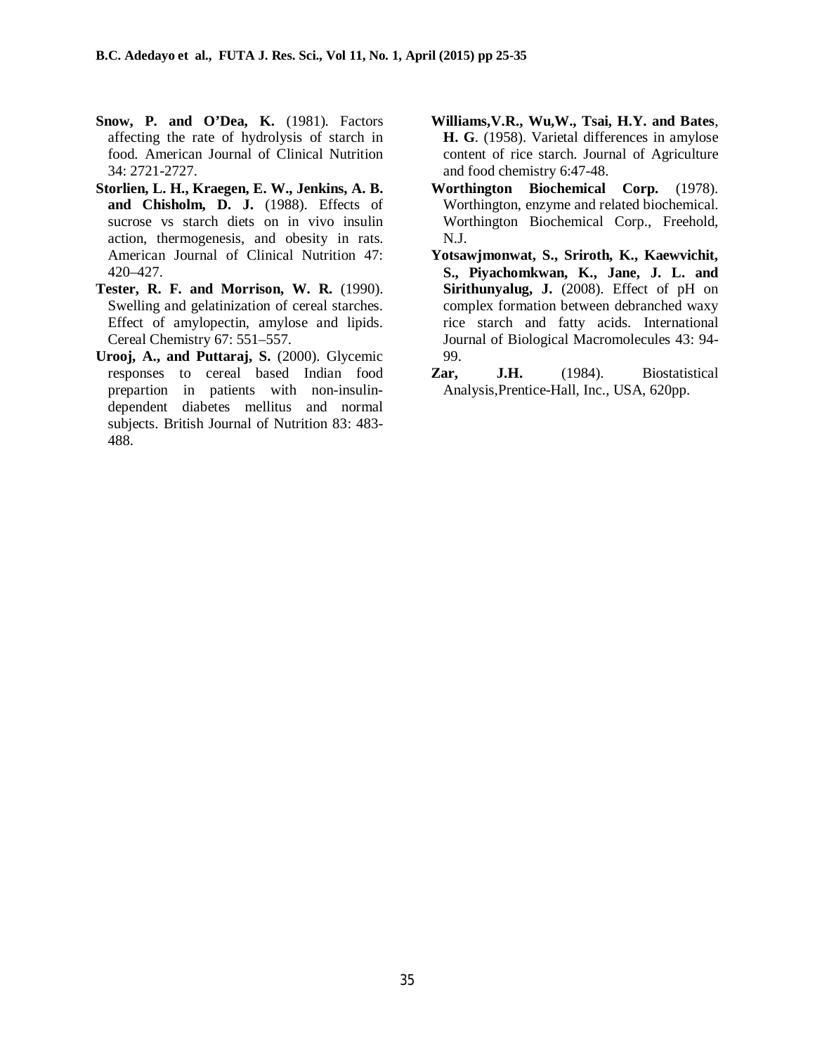**Snow, P. and O'Dea, K.** (1981). Factors affecting the rate of hydrolysis of starch in food. American Journal of Clinical Nutrition 34: 2721-2727.

**Storlien, L. H., Kraegen, E. W., Jenkins, A. B. and Chisholm, D. J.** (1988). Effects of sucrose vs starch diets on in vivo insulin action, thermogenesis, and obesity in rats. American Journal of Clinical Nutrition 47: 420–427.

**Tester, R. F. and Morrison, W. R.** (1990). Swelling and gelatinization of cereal starches. Effect of amylopectin, amylose and lipids. Cereal Chemistry 67: 551–557.

**Urooj, A., and Puttaraj, S.** (2000). Glycemic responses to cereal based Indian food prepartion in patients with non-insulin-dependent diabetes mellitus and normal subjects. British Journal of Nutrition 83: 483-488.

**Williams,V.R., Wu,W., Tsai, H.Y. and Bates**, **H. G**. (1958). Varietal differences in amylose content of rice starch. Journal of Agriculture and food chemistry 6:47-48.

**Worthington Biochemical Corp.** (1978). Worthington, enzyme and related biochemical. Worthington Biochemical Corp., Freehold, N.J.

**Yotsawjmonwat, S., Sriroth, K., Kaewvichit, S., Piyachomkwan, K., Jane, J. L. and Sirithunyalug, J.** (2008). Effect of pH on complex formation between debranched waxy rice starch and fatty acids. International Journal of Biological Macromolecules 43: 94-99.

**Zar, J.H.** (1984). Biostatistical Analysis,Prentice-Hall, Inc., USA, 620pp.